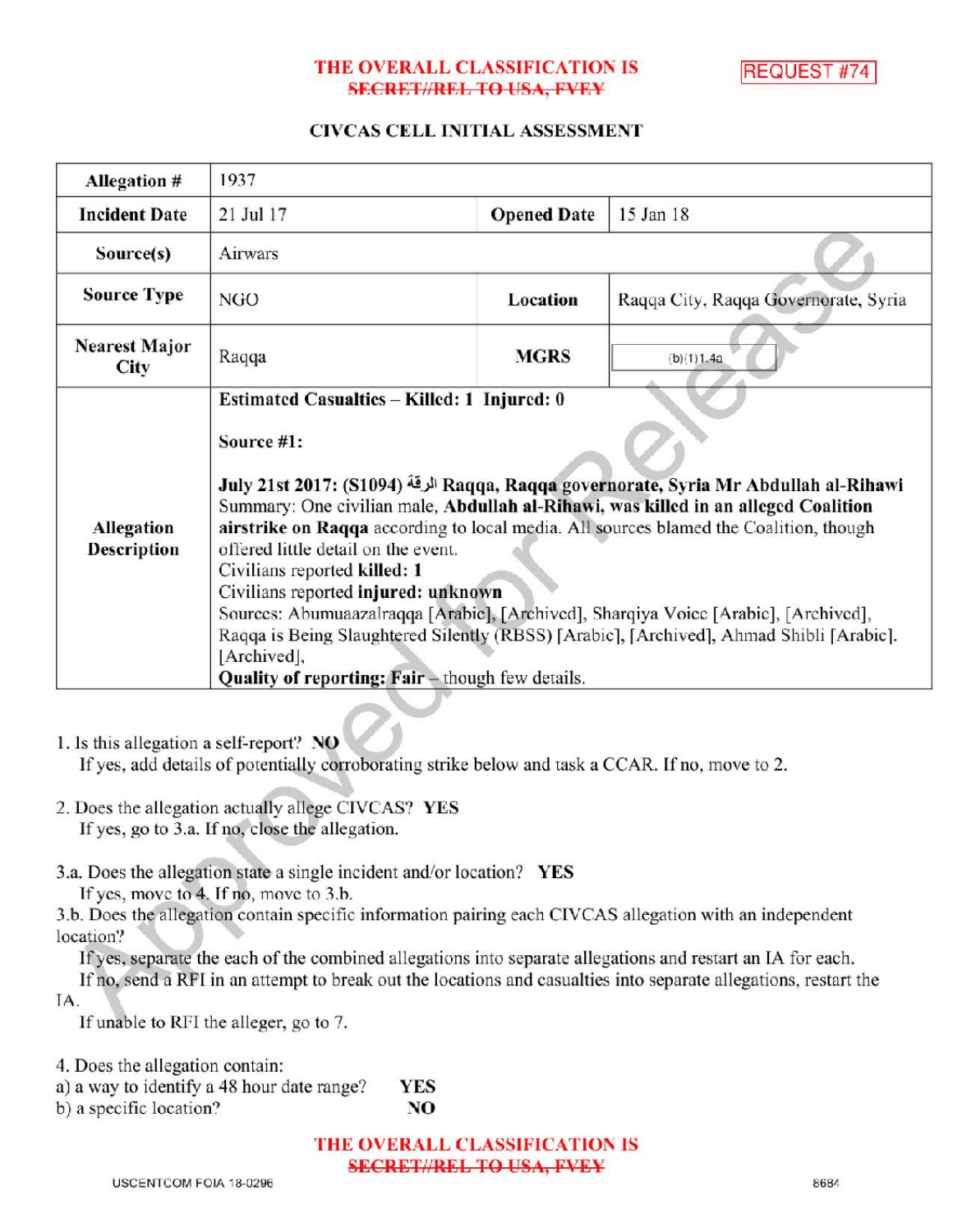THE OVERALL CLASSIFICATION IS ~~SECRET//REL TO USA, FVEY~~

REQUEST #74

## CIVCAS CELL INITIAL ASSESSMENT

| Allegation # | 1937 | | |
|---|---|---|---|
| Incident Date | 21 Jul 17 | Opened Date | 15 Jan 18 |
| Source(s) | Airwars | | |
| Source Type | NGO | Location | Raqqa City, Raqqa Governorate, Syria |
| Nearest Major City | Raqqa | MGRS | (b)(1)1.4a |
| Allegation Description | **Estimated Casualties – Killed: 1 Injured: 0**<br><br>**Source #1:**<br><br>**July 21st 2017: (S1094) الرقة Raqqa, Raqqa governorate, Syria Mr Abdullah al-Rihawi**<br>Summary: One civilian male, **Abdullah al-Rihawi, was killed in an alleged Coalition airstrike on Raqqa** according to local media. All sources blamed the Coalition, though offered little detail on the event.<br>Civilians reported **killed: 1**<br>Civilians reported **injured: unknown**<br>Sources: Abumuaazalraqqa [Arabic], [Archived], Sharqiya Voice [Arabic], [Archived], Raqqa is Being Slaughtered Silently (RBSS) [Arabic], [Archived], Ahmad Shibli [Arabic], [Archived],<br>**Quality of reporting: Fair** – though few details. | | |

1. Is this allegation a self-report? **NO**
   If yes, add details of potentially corroborating strike below and task a CCAR. If no, move to 2.

2. Does the allegation actually allege CIVCAS? **YES**
   If yes, go to 3.a. If no, close the allegation.

3.a. Does the allegation state a single incident and/or location? **YES**
   If yes, move to 4. If no, move to 3.b.

3.b. Does the allegation contain specific information pairing each CIVCAS allegation with an independent location?
   If yes, separate the each of the combined allegations into separate allegations and restart an IA for each.
   If no, send a RFI in an attempt to break out the locations and casualties into separate allegations, restart the IA.
   If unable to RFI the alleger, go to 7.

4. Does the allegation contain:
a) a way to identify a 48 hour date range? **YES**
b) a specific location? **NO**

THE OVERALL CLASSIFICATION IS ~~SECRET//REL TO USA, FVEY~~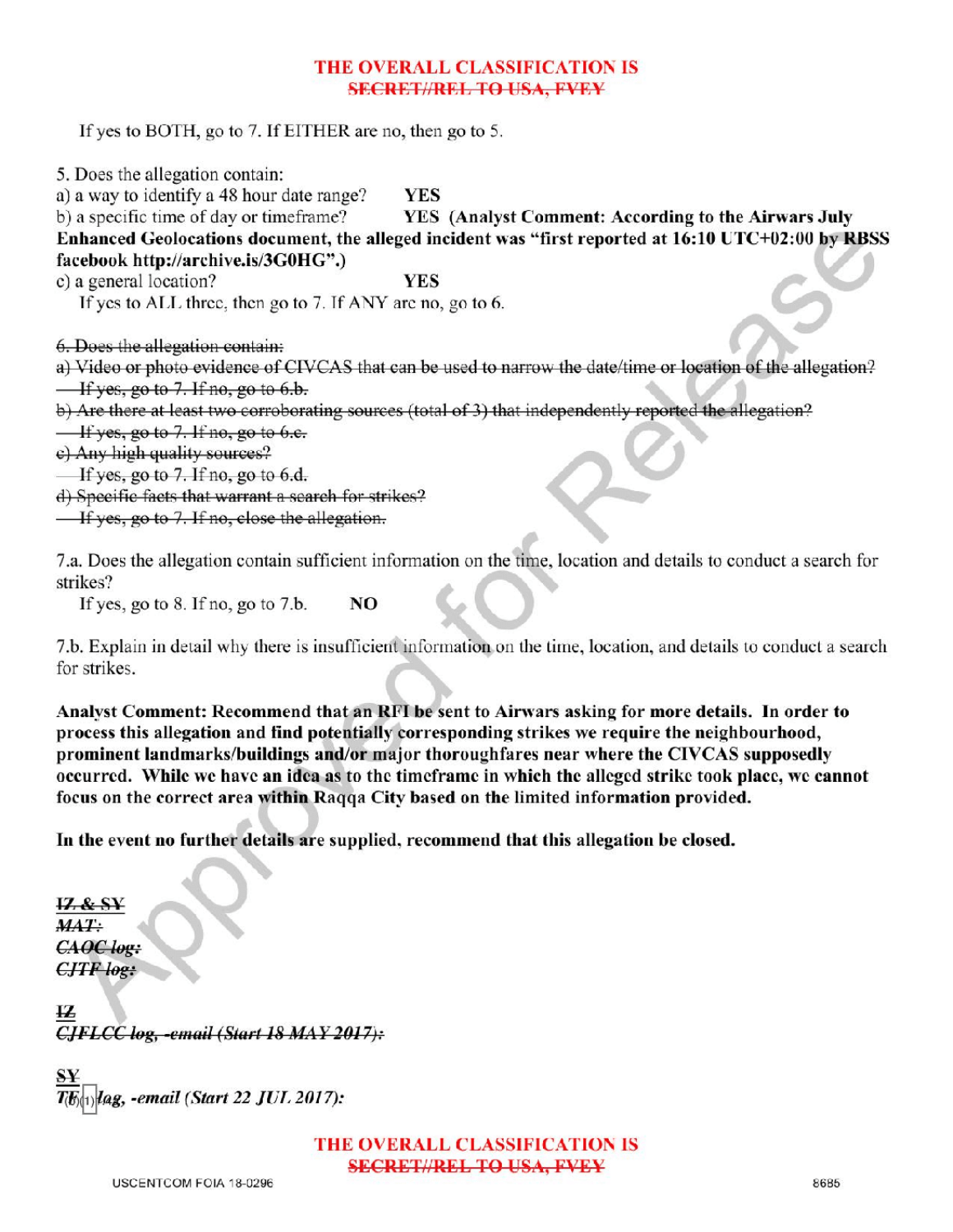If yes to BOTH, go to 7. If EITHER are no, then go to 5.

5. Does the allegation contain:
a) a way to identify a 48 hour date range? **YES**
b) a specific time of day or timeframe? **YES (Analyst Comment: According to the Airwars July Enhanced Geolocations document, the alleged incident was "first reported at 16:10 UTC+02:00 by RBSS facebook http://archive.is/3G0HG".)**
c) a general location? **YES**
If yes to ALL three, then go to 7. If ANY are no, go to 6.

~~6. Does the allegation contain:~~
~~a) Video or photo evidence of CIVCAS that can be used to narrow the date/time or location of the allegation?~~
~~If yes, go to 7. If no, go to 6.b.~~
~~b) Are there at least two corroborating sources (total of 3) that independently reported the allegation?~~
~~If yes, go to 7. If no, go to 6.c.~~
~~c) Any high quality sources?~~
~~If yes, go to 7. If no, go to 6.d.~~
~~d) Specific facts that warrant a search for strikes?~~
~~If yes, go to 7. If no, close the allegation.~~

7.a. Does the allegation contain sufficient information on the time, location and details to conduct a search for strikes?
If yes, go to 8. If no, go to 7.b. **NO**

7.b. Explain in detail why there is insufficient information on the time, location, and details to conduct a search for strikes.

**Analyst Comment: Recommend that an RFI be sent to Airwars asking for more details. In order to process this allegation and find potentially corresponding strikes we require the neighbourhood, prominent landmarks/buildings and/or major thoroughfares near where the CIVCAS supposedly occurred. While we have an idea as to the timeframe in which the alleged strike took place, we cannot focus on the correct area within Raqqa City based on the limited information provided.**

**In the event no further details are supplied, recommend that this allegation be closed.**

~~**IZ & SY**~~
~~***MAT:***~~
~~***CAOC log:***~~
~~***CJTF log:***~~

~~**IZ**~~
~~***CJFLCC log, -email (Start 18 MAY 2017):***~~

~~**SY**~~
***TF(b)(1) log, -email (Start 22 JUL 2017):***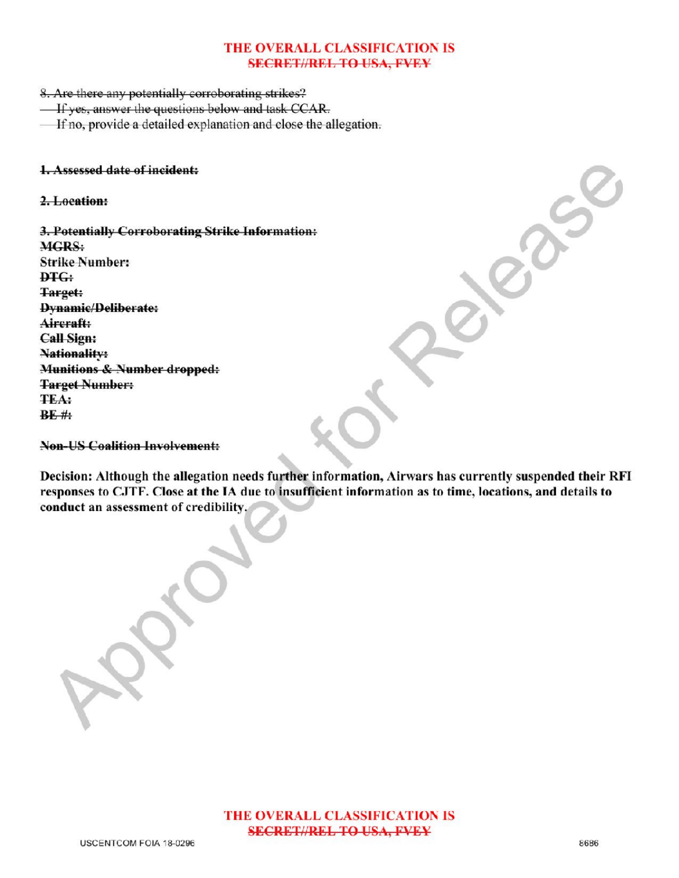**THE OVERALL CLASSIFICATION IS**
~~**SECRET//REL TO USA, FVEY**~~

~~8. Are there any potentially corroborating strikes?~~
~~– If yes, answer the questions below and task CCAR.~~
~~– If no, provide a detailed explanation and close the allegation.~~

~~**1. Assessed date of incident:**~~

~~**2. Location:**~~

~~**3. Potentially Corroborating Strike Information:**~~
~~**MGRS:**~~
~~**Strike Number:**~~
~~**DTG:**~~
~~**Target:**~~
~~**Dynamic/Deliberate:**~~
~~**Aircraft:**~~
~~**Call Sign:**~~
~~**Nationality:**~~
~~**Munitions & Number dropped:**~~
~~**Target Number:**~~
~~**TEA:**~~
~~**BE #:**~~

~~**Non-US Coalition Involvement:**~~

**Decision: Although the allegation needs further information, Airwars has currently suspended their RFI responses to CJTF. Close at the IA due to insufficient information as to time, locations, and details to conduct an assessment of credibility.**

**THE OVERALL CLASSIFICATION IS**
~~**SECRET//REL TO USA, FVEY**~~

USCENTCOM FOIA 18-0296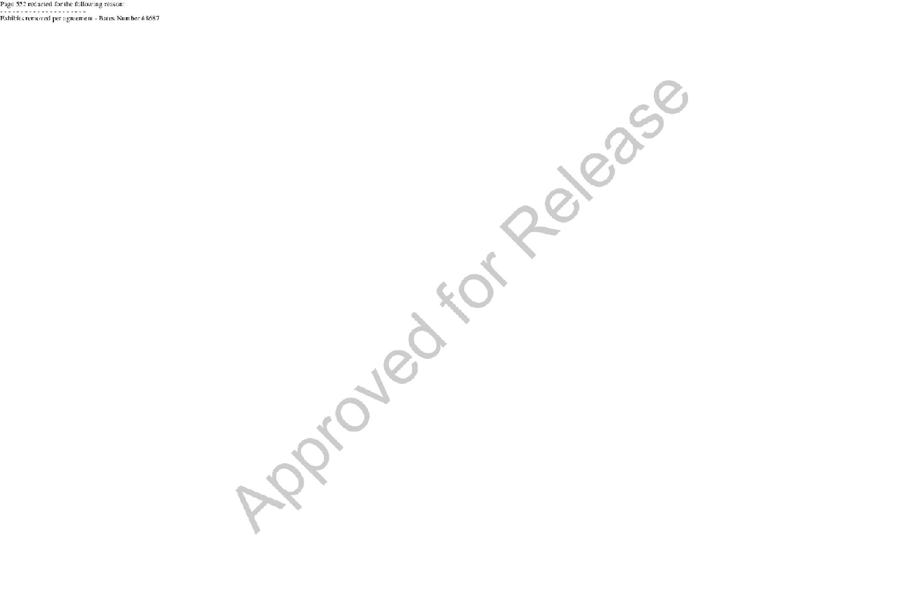Page 552 redacted for the following reason:

- - - - - - - - - - - - - - - - - - - -

Exhibits removed per agreement - Bates Number #8687

Approved for Release